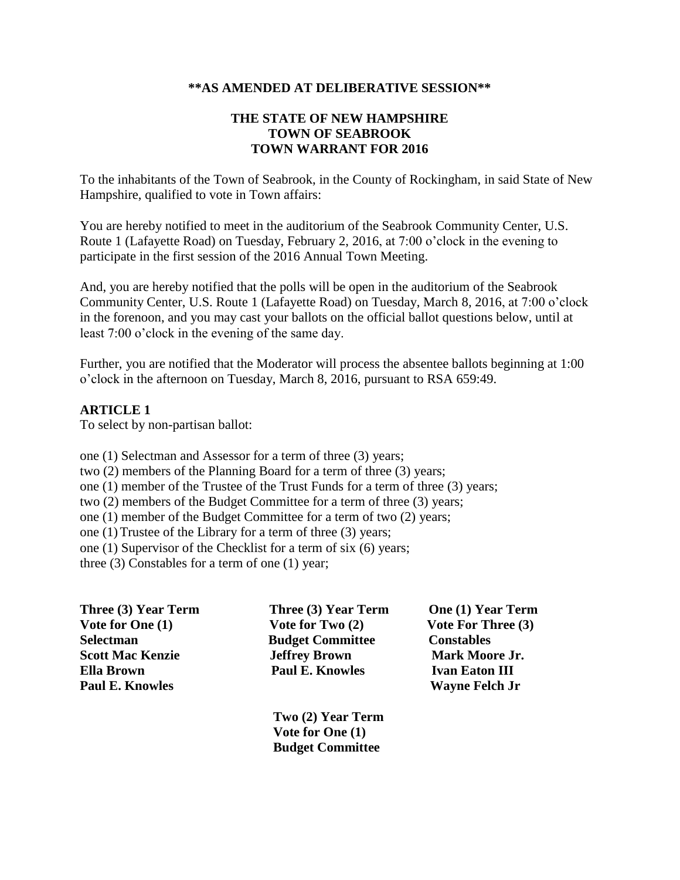**\*\*AS AMENDED AT DELIBERATIVE SESSION\*\***

# THE STATE OF NEW HAMPSHIRE
# TOWN OF SEABROOK
# TOWN WARRANT FOR 2016

To the inhabitants of the Town of Seabrook, in the County of Rockingham, in said State of New Hampshire, qualified to vote in Town affairs:

You are hereby notified to meet in the auditorium of the Seabrook Community Center, U.S. Route 1 (Lafayette Road) on Tuesday, February 2, 2016, at 7:00 o'clock in the evening to participate in the first session of the 2016 Annual Town Meeting.

And, you are hereby notified that the polls will be open in the auditorium of the Seabrook Community Center, U.S. Route 1 (Lafayette Road) on Tuesday, March 8, 2016, at 7:00 o'clock in the forenoon, and you may cast your ballots on the official ballot questions below, until at least 7:00 o'clock in the evening of the same day.

Further, you are notified that the Moderator will process the absentee ballots beginning at 1:00 o'clock in the afternoon on Tuesday, March 8, 2016, pursuant to RSA 659:49.

## ARTICLE 1

To select by non-partisan ballot:

one (1) Selectman and Assessor for a term of three (3) years;
two (2) members of the Planning Board for a term of three (3) years;
one (1) member of the Trustee of the Trust Funds for a term of three (3) years;
two (2) members of the Budget Committee for a term of three (3) years;
one (1) member of the Budget Committee for a term of two (2) years;
one (1) Trustee of the Library for a term of three (3) years;
one (1) Supervisor of the Checklist for a term of six (6) years;
three (3) Constables for a term of one (1) year;

| Three (3) Year Term<br>Vote for One (1)<br>Selectman | Three (3) Year Term<br>Vote for Two (2)<br>Budget Committee | One (1) Year Term<br>Vote For Three (3)<br>Constables |
|---|---|---|
| Scott Mac Kenzie | Jeffrey Brown | Mark Moore Jr. |
| Ella Brown | Paul E. Knowles | Ivan Eaton III |
| Paul E. Knowles | | Wayne Felch Jr |

**Two (2) Year Term**
**Vote for One (1)**
**Budget Committee**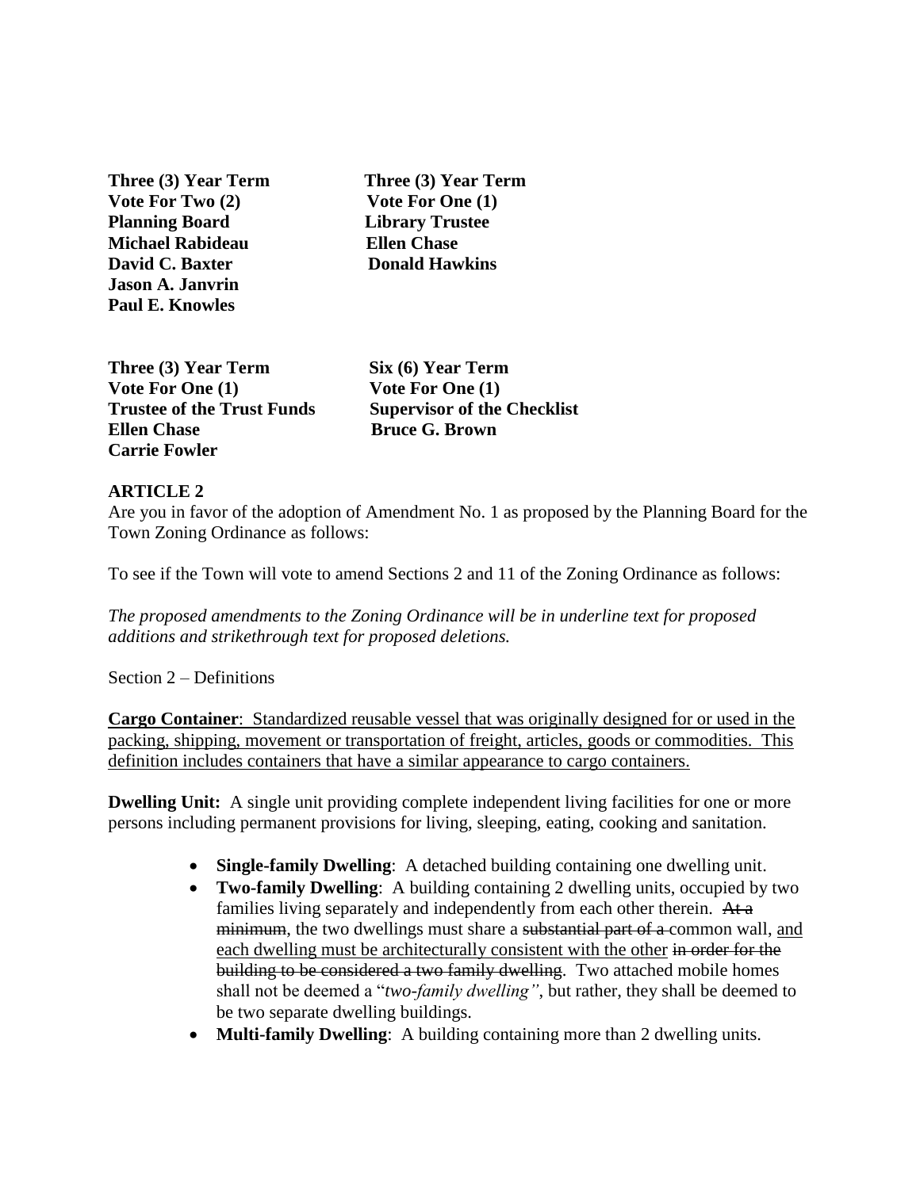**Three (3) Year Term**
**Vote For Two (2)**
**Planning Board**
**Michael Rabideau**
**David C. Baxter**
**Jason A. Janvrin**
**Paul E. Knowles**

**Three (3) Year Term**
**Vote For One (1)**
**Library Trustee**
**Ellen Chase**
**Donald Hawkins**

**Three (3) Year Term**
**Vote For One (1)**
**Trustee of the Trust Funds**
**Ellen Chase**
**Carrie Fowler**

**Six (6) Year Term**
**Vote For One (1)**
**Supervisor of the Checklist**
**Bruce G. Brown**

**ARTICLE 2**

Are you in favor of the adoption of Amendment No. 1 as proposed by the Planning Board for the Town Zoning Ordinance as follows:

To see if the Town will vote to amend Sections 2 and 11 of the Zoning Ordinance as follows:

*The proposed amendments to the Zoning Ordinance will be in underline text for proposed additions and strikethrough text for proposed deletions.*

Section 2 – Definitions

<u>**Cargo Container**: Standardized reusable vessel that was originally designed for or used in the packing, shipping, movement or transportation of freight, articles, goods or commodities. This definition includes containers that have a similar appearance to cargo containers.</u>

**Dwelling Unit:** A single unit providing complete independent living facilities for one or more persons including permanent provisions for living, sleeping, eating, cooking and sanitation.

- **Single-family Dwelling**: A detached building containing one dwelling unit.
- **Two-family Dwelling**: A building containing 2 dwelling units, occupied by two families living separately and independently from each other therein. ~~At a minimum~~, the two dwellings must share a ~~substantial part of a~~ common wall, <u>and each dwelling must be architecturally consistent with the other</u> ~~in order for the building to be considered a two family dwelling~~. Two attached mobile homes shall not be deemed a "*two-family dwelling"*, but rather, they shall be deemed to be two separate dwelling buildings.
- **Multi-family Dwelling**: A building containing more than 2 dwelling units.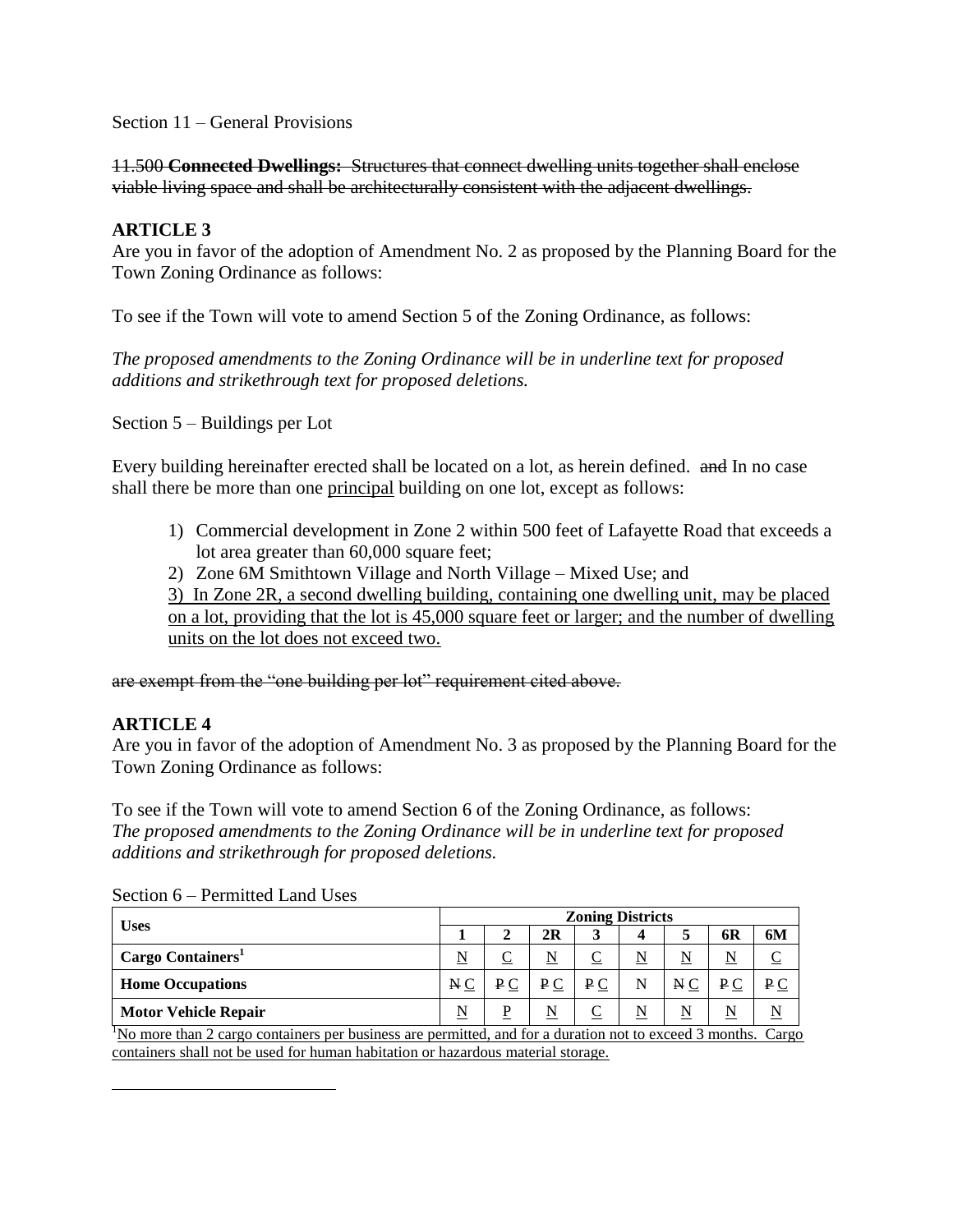Section 11 – General Provisions

~~11.500 **Connected Dwellings:** Structures that connect dwelling units together shall enclose viable living space and shall be architecturally consistent with the adjacent dwellings.~~

## ARTICLE 3

Are you in favor of the adoption of Amendment No. 2 as proposed by the Planning Board for the Town Zoning Ordinance as follows:

To see if the Town will vote to amend Section 5 of the Zoning Ordinance, as follows:

*The proposed amendments to the Zoning Ordinance will be in underline text for proposed additions and strikethrough text for proposed deletions.*

Section 5 – Buildings per Lot

Every building hereinafter erected shall be located on a lot, as herein defined. ~~and~~ In no case shall there be more than one <u>principal</u> building on one lot, except as follows:

1) Commercial development in Zone 2 within 500 feet of Lafayette Road that exceeds a lot area greater than 60,000 square feet;
2) Zone 6M Smithtown Village and North Village – Mixed Use; and
3) <u>In Zone 2R, a second dwelling building, containing one dwelling unit, may be placed on a lot, providing that the lot is 45,000 square feet or larger; and the number of dwelling units on the lot does not exceed two.</u>

~~are exempt from the "one building per lot" requirement cited above.~~

## ARTICLE 4

Are you in favor of the adoption of Amendment No. 3 as proposed by the Planning Board for the Town Zoning Ordinance as follows:

To see if the Town will vote to amend Section 6 of the Zoning Ordinance, as follows:
*The proposed amendments to the Zoning Ordinance will be in underline text for proposed additions and strikethrough for proposed deletions.*

Section 6 – Permitted Land Uses

| Uses | Zoning Districts | | | | | | | |
|---|---|---|---|---|---|---|---|---|
| | **1** | **2** | **2R** | **3** | **4** | **5** | **6R** | **6M** |
| **Cargo Containers**[1] | <u>N</u> | <u>C</u> | <u>N</u> | <u>C</u> | <u>N</u> | <u>N</u> | <u>N</u> | <u>C</u> |
| **Home Occupations** | ~~N~~ <u>C</u> | ~~P~~ <u>C</u> | ~~P~~ <u>C</u> | ~~P~~ <u>C</u> | N | ~~N~~ <u>C</u> | ~~P~~ <u>C</u> | ~~P~~ <u>C</u> |
| **Motor Vehicle Repair** | <u>N</u> | <u>P</u> | <u>N</u> | <u>C</u> | <u>N</u> | <u>N</u> | <u>N</u> | <u>N</u> |

[1] <u>No more than 2 cargo containers per business are permitted, and for a duration not to exceed 3 months. Cargo containers shall not be used for human habitation or hazardous material storage.</u>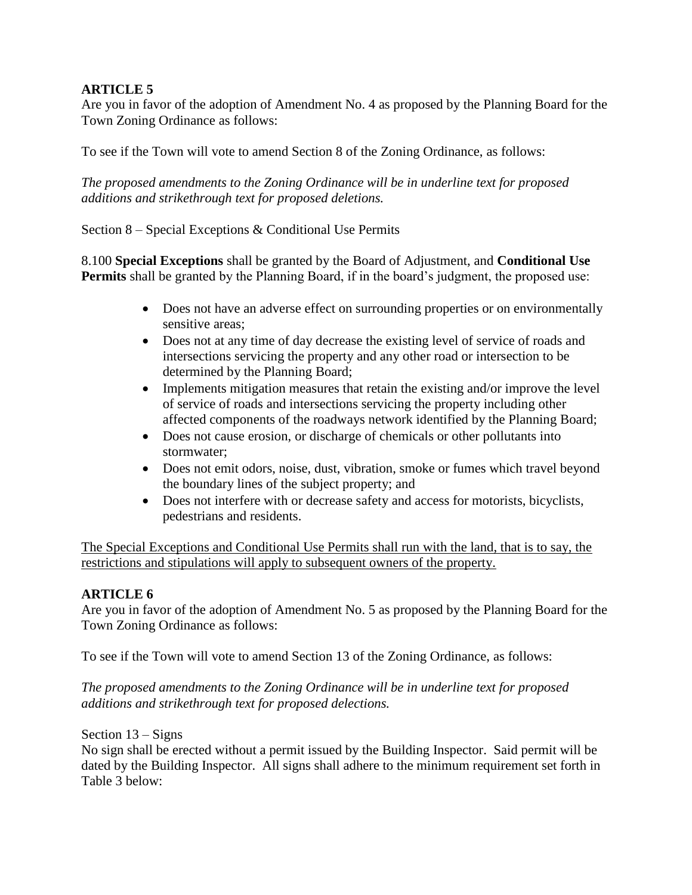**ARTICLE 5**

Are you in favor of the adoption of Amendment No. 4 as proposed by the Planning Board for the Town Zoning Ordinance as follows:

To see if the Town will vote to amend Section 8 of the Zoning Ordinance, as follows:

*The proposed amendments to the Zoning Ordinance will be in underline text for proposed additions and strikethrough text for proposed deletions.*

Section 8 – Special Exceptions & Conditional Use Permits

8.100 **Special Exceptions** shall be granted by the Board of Adjustment, and **Conditional Use Permits** shall be granted by the Planning Board, if in the board's judgment, the proposed use:

- Does not have an adverse effect on surrounding properties or on environmentally sensitive areas;
- Does not at any time of day decrease the existing level of service of roads and intersections servicing the property and any other road or intersection to be determined by the Planning Board;
- Implements mitigation measures that retain the existing and/or improve the level of service of roads and intersections servicing the property including other affected components of the roadways network identified by the Planning Board;
- Does not cause erosion, or discharge of chemicals or other pollutants into stormwater;
- Does not emit odors, noise, dust, vibration, smoke or fumes which travel beyond the boundary lines of the subject property; and
- Does not interfere with or decrease safety and access for motorists, bicyclists, pedestrians and residents.

<u>The Special Exceptions and Conditional Use Permits shall run with the land, that is to say, the restrictions and stipulations will apply to subsequent owners of the property.</u>

**ARTICLE 6**

Are you in favor of the adoption of Amendment No. 5 as proposed by the Planning Board for the Town Zoning Ordinance as follows:

To see if the Town will vote to amend Section 13 of the Zoning Ordinance, as follows:

*The proposed amendments to the Zoning Ordinance will be in underline text for proposed additions and strikethrough text for proposed delections.*

Section 13 – Signs

No sign shall be erected without a permit issued by the Building Inspector. Said permit will be dated by the Building Inspector. All signs shall adhere to the minimum requirement set forth in Table 3 below: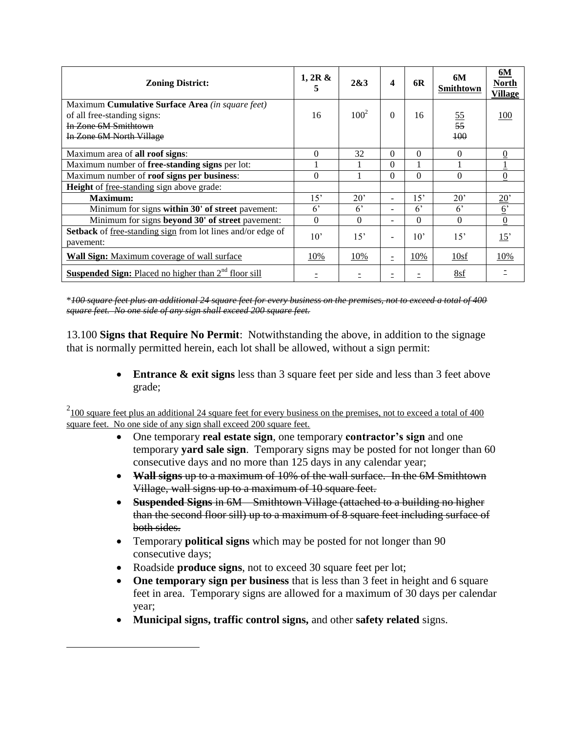| Zoning District: | 1, 2R & 5 | 2&3 | 4 | 6R | 6M Smithtown | <u>6M North Village</u> |
|---|---|---|---|---|---|---|
| Maximum **Cumulative Surface Area** *(in square feet)* of all free-standing signs: ~~In Zone 6M Smithtown~~ ~~In Zone 6M North Village~~ | 16 | 100[2] | 0 | 16 | <u>55</u> ~~55~~ ~~100~~ | <u>100</u> |
| Maximum area of **all roof signs**: | 0 | 32 | 0 | 0 | 0 | <u>0</u> |
| Maximum number of **free-standing signs** per lot: | 1 | 1 | 0 | 1 | 1 | <u>1</u> |
| Maximum number of **roof signs per business**: | 0 | 1 | 0 | 0 | 0 | <u>0</u> |
| **Height** of <u>free-standing</u> sign above grade: | | | | | | |
| **Maximum:** | 15' | 20' | - | 15' | 20' | <u>20'</u> |
| Minimum for signs **within 30' of street** pavement: | 6' | 6' | - | 6' | 6' | <u>6'</u> |
| Minimum for signs **beyond 30' of street** pavement: | 0 | 0 | - | 0 | 0 | <u>0</u> |
| **Setback** of <u>free-standing sign</u> from lot lines and/or edge of pavement: | 10' | 15' | - | 10' | 15' | <u>15'</u> |
| <u>**Wall Sign:** Maximum coverage of wall surface</u> | <u>10%</u> | <u>10%</u> | <u>-</u> | <u>10%</u> | <u>10sf</u> | <u>10%</u> |
| <u>**Suspended Sign:** Placed no higher than 2nd floor sill</u> | <u>-</u> | <u>-</u> | <u>-</u> | <u>-</u> | <u>8sf</u> | <u>-</u> |

~~**100 square feet plus an additional 24 square feet for every business on the premises, not to exceed a total of 400 square feet. No one side of any sign shall exceed 200 square feet.*~~

13.100 **Signs that Require No Permit**: Notwithstanding the above, in addition to the signage that is normally permitted herein, each lot shall be allowed, without a sign permit:

- **Entrance & exit signs** less than 3 square feet per side and less than 3 feet above grade;
- One temporary **real estate sign**, one temporary **contractor's sign** and one temporary **yard sale sign**. Temporary signs may be posted for not longer than 60 consecutive days and no more than 125 days in any calendar year;
- ~~**Wall signs** up to a maximum of 10% of the wall surface. In the 6M Smithtown Village, wall signs up to a maximum of 10 square feet.~~
- ~~**Suspended Signs** in 6M – Smithtown Village (attached to a building no higher than the second floor sill) up to a maximum of 8 square feet including surface of both sides.~~
- Temporary **political signs** which may be posted for not longer than 90 consecutive days;
- Roadside **produce signs**, not to exceed 30 square feet per lot;
- **One temporary sign per business** that is less than 3 feet in height and 6 square feet in area. Temporary signs are allowed for a maximum of 30 days per calendar year;
- **Municipal signs, traffic control signs,** and other **safety related** signs.

[2] <u>100 square feet plus an additional 24 square feet for every business on the premises, not to exceed a total of 400 square feet. No one side of any sign shall exceed 200 square feet.</u>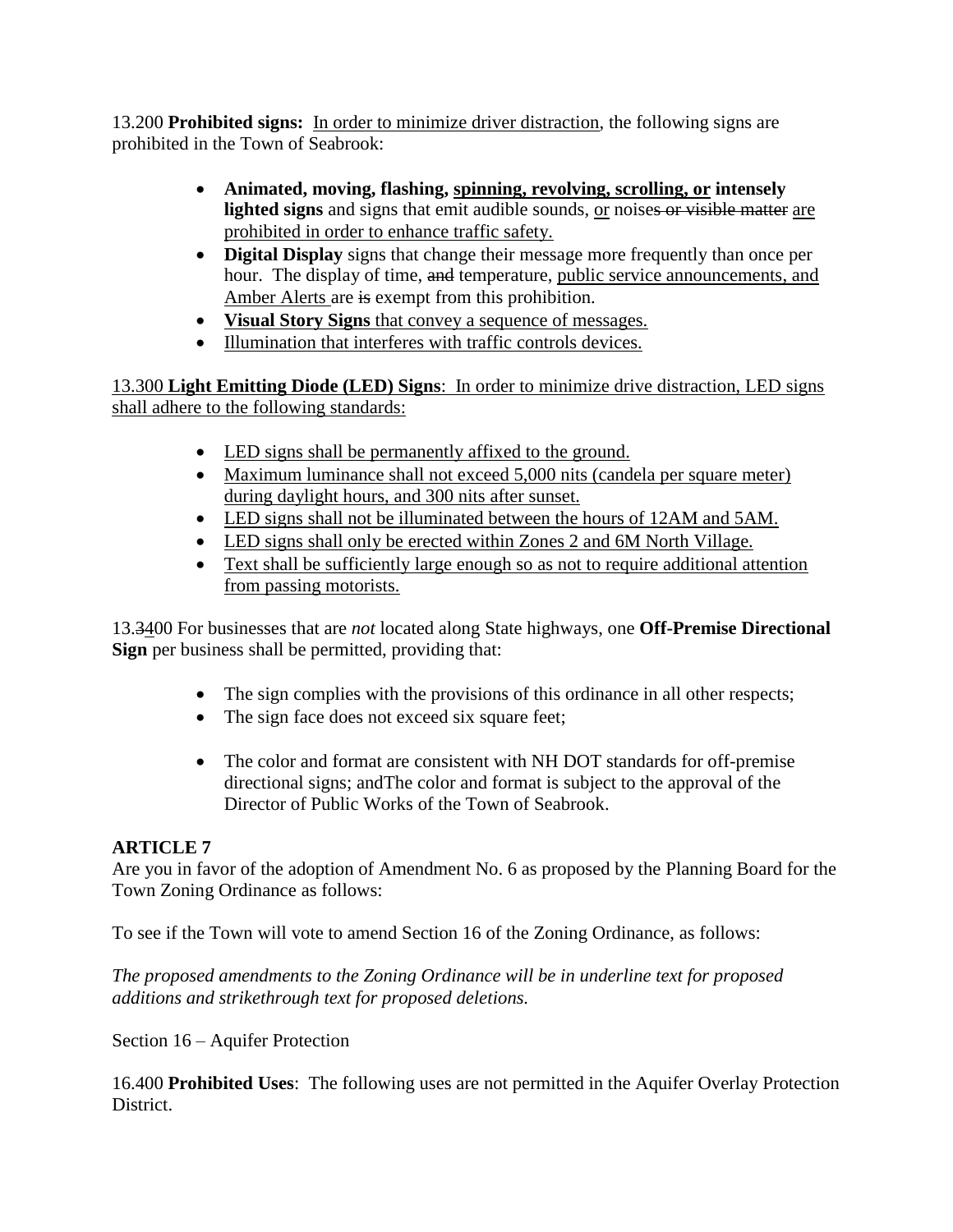13.200 **Prohibited signs:** <u>In order to minimize driver distraction</u>, the following signs are prohibited in the Town of Seabrook:

- **Animated, moving, flashing, <u>spinning, revolving, scrolling, or</u> intensely lighted signs** and signs that emit audible sounds, <u>or</u> noise~~s or visible matter~~ <u>are prohibited in order to enhance traffic safety.</u>
- **Digital Display** signs that change their message more frequently than once per hour. The display of time, ~~and~~ temperature, <u>public service announcements, and Amber Alerts</u> are ~~is~~ exempt from this prohibition.
- <u>**Visual Story Signs** that convey a sequence of messages.</u>
- <u>Illumination that interferes with traffic controls devices.</u>

<u>13.300 **Light Emitting Diode (LED) Signs**: In order to minimize drive distraction, LED signs shall adhere to the following standards:</u>

- <u>LED signs shall be permanently affixed to the ground.</u>
- <u>Maximum luminance shall not exceed 5,000 nits (candela per square meter) during daylight hours, and 300 nits after sunset.</u>
- <u>LED signs shall not be illuminated between the hours of 12AM and 5AM.</u>
- <u>LED signs shall only be erected within Zones 2 and 6M North Village.</u>
- <u>Text shall be sufficiently large enough so as not to require additional attention from passing motorists.</u>

13.~~3~~<u>4</u>00 For businesses that are *not* located along State highways, one **Off-Premise Directional Sign** per business shall be permitted, providing that:

- The sign complies with the provisions of this ordinance in all other respects;
- The sign face does not exceed six square feet;
- The color and format are consistent with NH DOT standards for off-premise directional signs; andThe color and format is subject to the approval of the Director of Public Works of the Town of Seabrook.

**ARTICLE 7**

Are you in favor of the adoption of Amendment No. 6 as proposed by the Planning Board for the Town Zoning Ordinance as follows:

To see if the Town will vote to amend Section 16 of the Zoning Ordinance, as follows:

*The proposed amendments to the Zoning Ordinance will be in underline text for proposed additions and strikethrough text for proposed deletions.*

Section 16 – Aquifer Protection

16.400 **Prohibited Uses**: The following uses are not permitted in the Aquifer Overlay Protection District.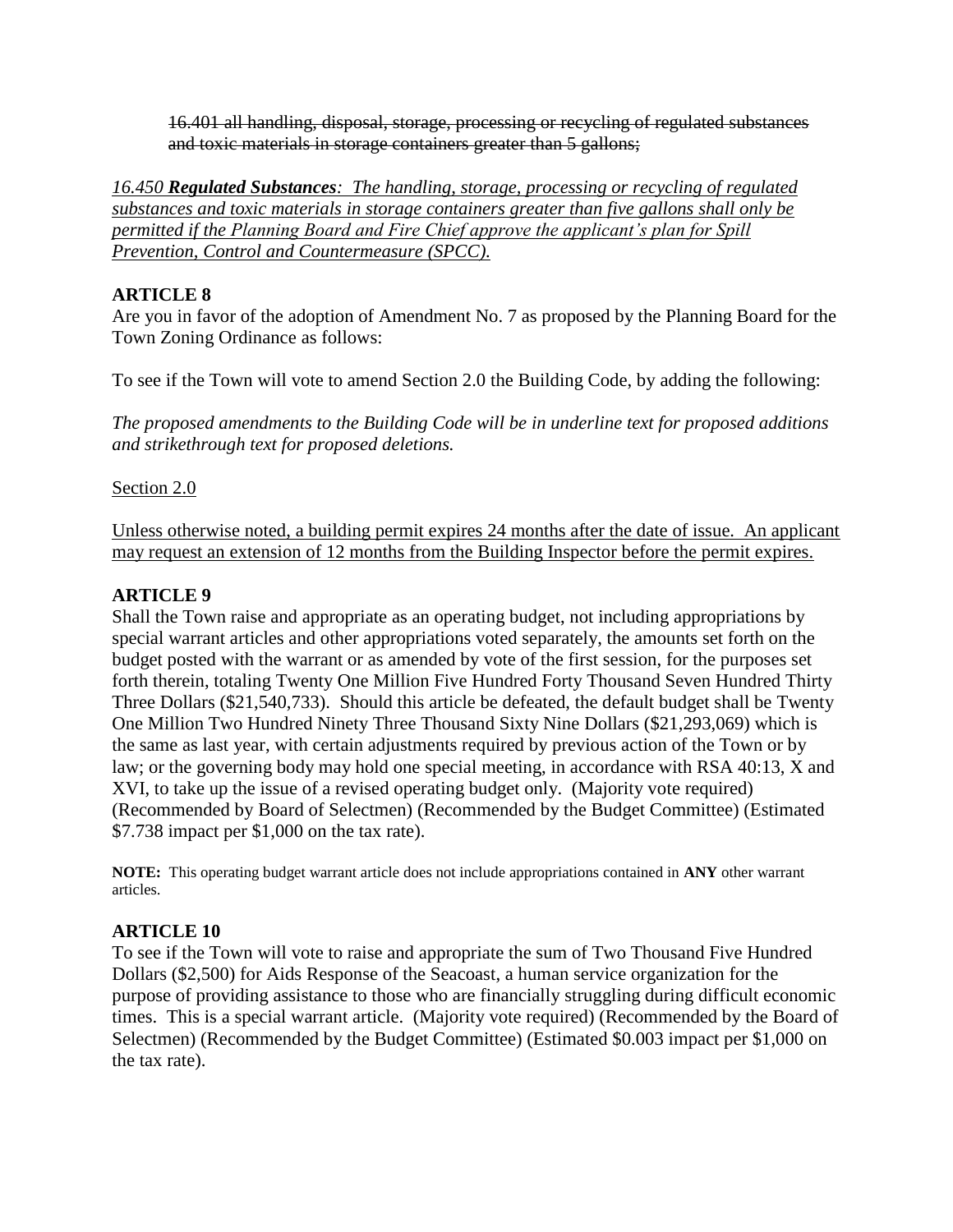~~16.401 all handling, disposal, storage, processing or recycling of regulated substances and toxic materials in storage containers greater than 5 gallons;~~

<u>*16.450* ***Regulated Substances****: The handling, storage, processing or recycling of regulated substances and toxic materials in storage containers greater than five gallons shall only be permitted if the Planning Board and Fire Chief approve the applicant's plan for Spill Prevention, Control and Countermeasure (SPCC).*</u>

**ARTICLE 8**

Are you in favor of the adoption of Amendment No. 7 as proposed by the Planning Board for the Town Zoning Ordinance as follows:

To see if the Town will vote to amend Section 2.0 the Building Code, by adding the following:

*The proposed amendments to the Building Code will be in underline text for proposed additions and strikethrough text for proposed deletions.*

<u>Section 2.0</u>

<u>Unless otherwise noted, a building permit expires 24 months after the date of issue. An applicant may request an extension of 12 months from the Building Inspector before the permit expires.</u>

**ARTICLE 9**

Shall the Town raise and appropriate as an operating budget, not including appropriations by special warrant articles and other appropriations voted separately, the amounts set forth on the budget posted with the warrant or as amended by vote of the first session, for the purposes set forth therein, totaling Twenty One Million Five Hundred Forty Thousand Seven Hundred Thirty Three Dollars ($21,540,733). Should this article be defeated, the default budget shall be Twenty One Million Two Hundred Ninety Three Thousand Sixty Nine Dollars ($21,293,069) which is the same as last year, with certain adjustments required by previous action of the Town or by law; or the governing body may hold one special meeting, in accordance with RSA 40:13, X and XVI, to take up the issue of a revised operating budget only. (Majority vote required) (Recommended by Board of Selectmen) (Recommended by the Budget Committee) (Estimated $7.738 impact per $1,000 on the tax rate).

**NOTE:** This operating budget warrant article does not include appropriations contained in **ANY** other warrant articles.

**ARTICLE 10**

To see if the Town will vote to raise and appropriate the sum of Two Thousand Five Hundred Dollars ($2,500) for Aids Response of the Seacoast, a human service organization for the purpose of providing assistance to those who are financially struggling during difficult economic times. This is a special warrant article. (Majority vote required) (Recommended by the Board of Selectmen) (Recommended by the Budget Committee) (Estimated $0.003 impact per $1,000 on the tax rate).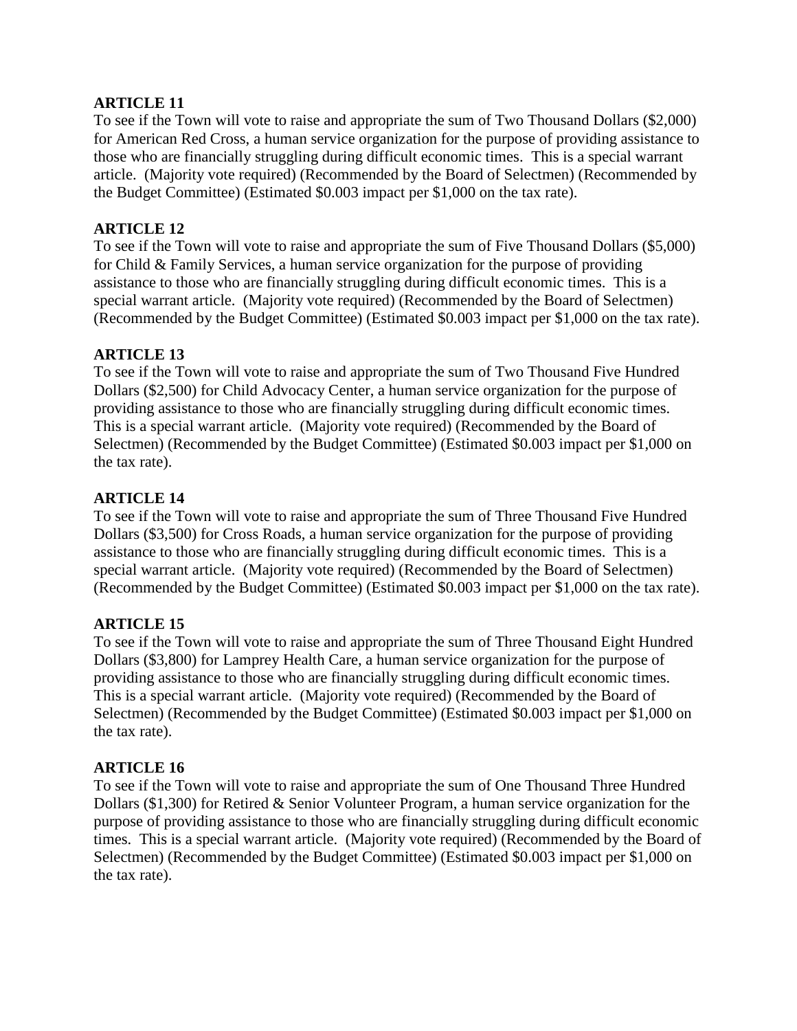**ARTICLE 11**

To see if the Town will vote to raise and appropriate the sum of Two Thousand Dollars ($2,000) for American Red Cross, a human service organization for the purpose of providing assistance to those who are financially struggling during difficult economic times. This is a special warrant article. (Majority vote required) (Recommended by the Board of Selectmen) (Recommended by the Budget Committee) (Estimated $0.003 impact per $1,000 on the tax rate).

**ARTICLE 12**

To see if the Town will vote to raise and appropriate the sum of Five Thousand Dollars ($5,000) for Child & Family Services, a human service organization for the purpose of providing assistance to those who are financially struggling during difficult economic times. This is a special warrant article. (Majority vote required) (Recommended by the Board of Selectmen) (Recommended by the Budget Committee) (Estimated $0.003 impact per $1,000 on the tax rate).

**ARTICLE 13**

To see if the Town will vote to raise and appropriate the sum of Two Thousand Five Hundred Dollars ($2,500) for Child Advocacy Center, a human service organization for the purpose of providing assistance to those who are financially struggling during difficult economic times. This is a special warrant article. (Majority vote required) (Recommended by the Board of Selectmen) (Recommended by the Budget Committee) (Estimated $0.003 impact per $1,000 on the tax rate).

**ARTICLE 14**

To see if the Town will vote to raise and appropriate the sum of Three Thousand Five Hundred Dollars ($3,500) for Cross Roads, a human service organization for the purpose of providing assistance to those who are financially struggling during difficult economic times. This is a special warrant article. (Majority vote required) (Recommended by the Board of Selectmen) (Recommended by the Budget Committee) (Estimated $0.003 impact per $1,000 on the tax rate).

**ARTICLE 15**

To see if the Town will vote to raise and appropriate the sum of Three Thousand Eight Hundred Dollars ($3,800) for Lamprey Health Care, a human service organization for the purpose of providing assistance to those who are financially struggling during difficult economic times. This is a special warrant article. (Majority vote required) (Recommended by the Board of Selectmen) (Recommended by the Budget Committee) (Estimated $0.003 impact per $1,000 on the tax rate).

**ARTICLE 16**

To see if the Town will vote to raise and appropriate the sum of One Thousand Three Hundred Dollars ($1,300) for Retired & Senior Volunteer Program, a human service organization for the purpose of providing assistance to those who are financially struggling during difficult economic times. This is a special warrant article. (Majority vote required) (Recommended by the Board of Selectmen) (Recommended by the Budget Committee) (Estimated $0.003 impact per $1,000 on the tax rate).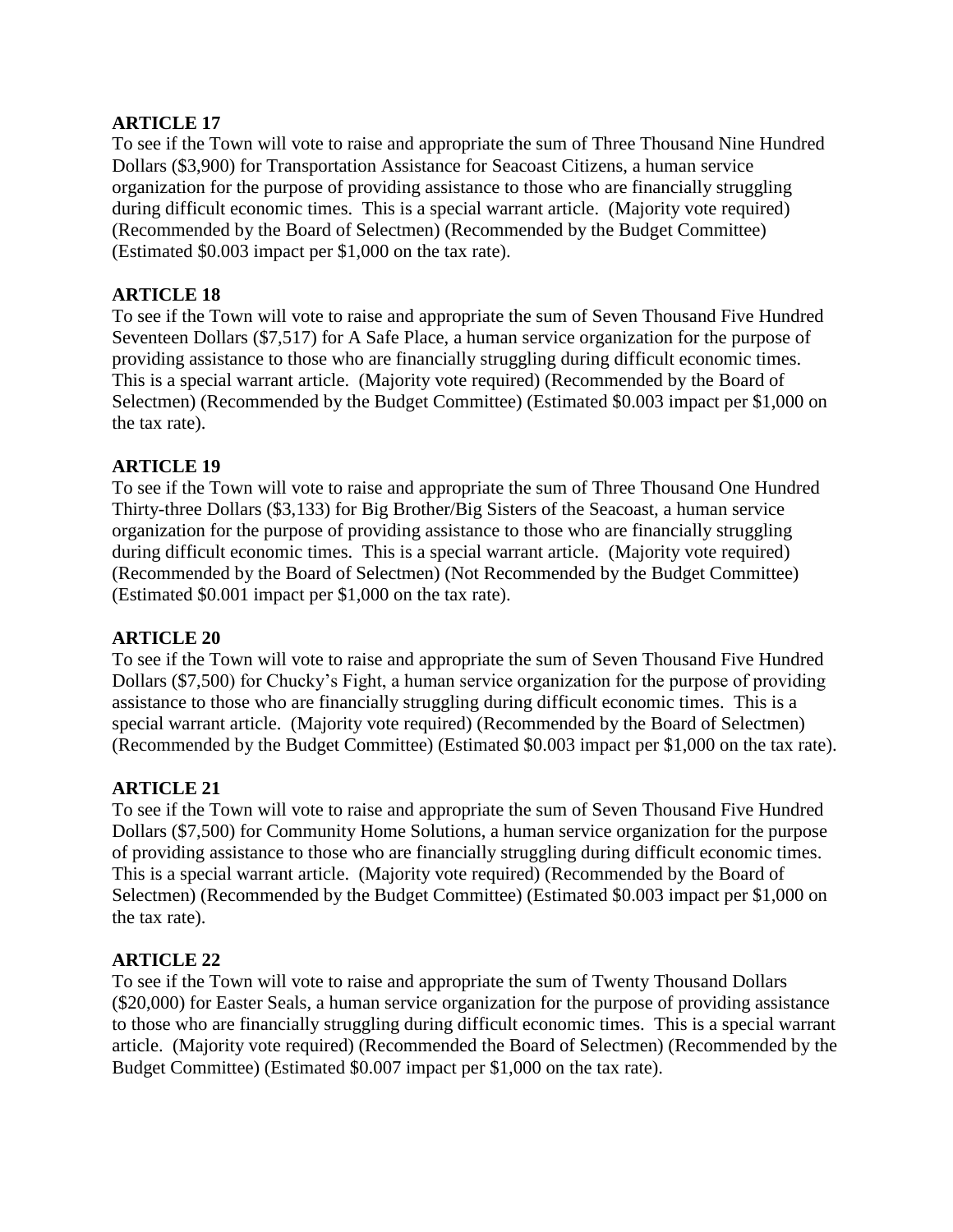**ARTICLE 17**

To see if the Town will vote to raise and appropriate the sum of Three Thousand Nine Hundred Dollars ($3,900) for Transportation Assistance for Seacoast Citizens, a human service organization for the purpose of providing assistance to those who are financially struggling during difficult economic times. This is a special warrant article. (Majority vote required) (Recommended by the Board of Selectmen) (Recommended by the Budget Committee) (Estimated $0.003 impact per $1,000 on the tax rate).

**ARTICLE 18**

To see if the Town will vote to raise and appropriate the sum of Seven Thousand Five Hundred Seventeen Dollars ($7,517) for A Safe Place, a human service organization for the purpose of providing assistance to those who are financially struggling during difficult economic times. This is a special warrant article. (Majority vote required) (Recommended by the Board of Selectmen) (Recommended by the Budget Committee) (Estimated $0.003 impact per $1,000 on the tax rate).

**ARTICLE 19**

To see if the Town will vote to raise and appropriate the sum of Three Thousand One Hundred Thirty-three Dollars ($3,133) for Big Brother/Big Sisters of the Seacoast, a human service organization for the purpose of providing assistance to those who are financially struggling during difficult economic times. This is a special warrant article. (Majority vote required) (Recommended by the Board of Selectmen) (Not Recommended by the Budget Committee) (Estimated $0.001 impact per $1,000 on the tax rate).

**ARTICLE 20**

To see if the Town will vote to raise and appropriate the sum of Seven Thousand Five Hundred Dollars ($7,500) for Chucky's Fight, a human service organization for the purpose of providing assistance to those who are financially struggling during difficult economic times. This is a special warrant article. (Majority vote required) (Recommended by the Board of Selectmen) (Recommended by the Budget Committee) (Estimated $0.003 impact per $1,000 on the tax rate).

**ARTICLE 21**

To see if the Town will vote to raise and appropriate the sum of Seven Thousand Five Hundred Dollars ($7,500) for Community Home Solutions, a human service organization for the purpose of providing assistance to those who are financially struggling during difficult economic times. This is a special warrant article. (Majority vote required) (Recommended by the Board of Selectmen) (Recommended by the Budget Committee) (Estimated $0.003 impact per $1,000 on the tax rate).

**ARTICLE 22**

To see if the Town will vote to raise and appropriate the sum of Twenty Thousand Dollars ($20,000) for Easter Seals, a human service organization for the purpose of providing assistance to those who are financially struggling during difficult economic times. This is a special warrant article. (Majority vote required) (Recommended the Board of Selectmen) (Recommended by the Budget Committee) (Estimated $0.007 impact per $1,000 on the tax rate).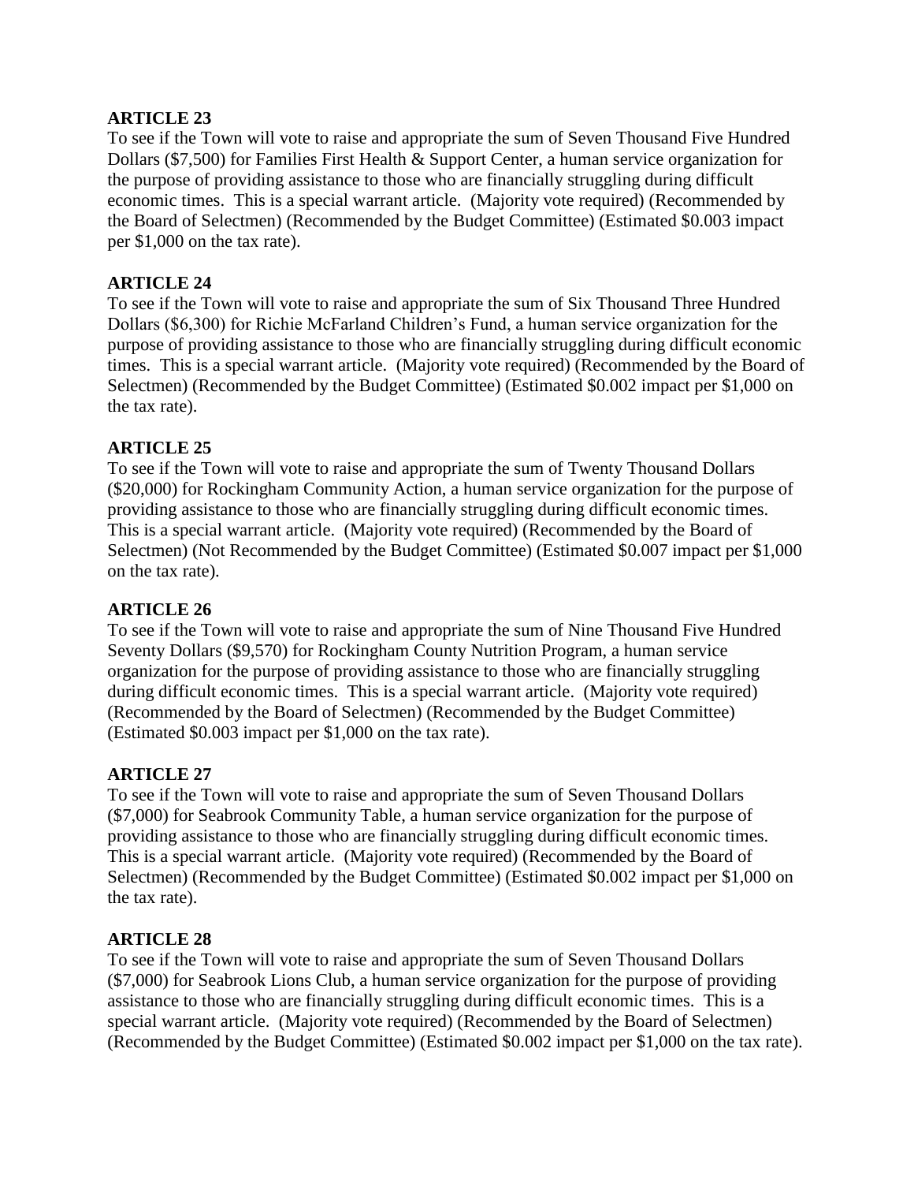**ARTICLE 23**

To see if the Town will vote to raise and appropriate the sum of Seven Thousand Five Hundred Dollars ($7,500) for Families First Health & Support Center, a human service organization for the purpose of providing assistance to those who are financially struggling during difficult economic times. This is a special warrant article. (Majority vote required) (Recommended by the Board of Selectmen) (Recommended by the Budget Committee) (Estimated $0.003 impact per $1,000 on the tax rate).

**ARTICLE 24**

To see if the Town will vote to raise and appropriate the sum of Six Thousand Three Hundred Dollars ($6,300) for Richie McFarland Children's Fund, a human service organization for the purpose of providing assistance to those who are financially struggling during difficult economic times. This is a special warrant article. (Majority vote required) (Recommended by the Board of Selectmen) (Recommended by the Budget Committee) (Estimated $0.002 impact per $1,000 on the tax rate).

**ARTICLE 25**

To see if the Town will vote to raise and appropriate the sum of Twenty Thousand Dollars ($20,000) for Rockingham Community Action, a human service organization for the purpose of providing assistance to those who are financially struggling during difficult economic times. This is a special warrant article. (Majority vote required) (Recommended by the Board of Selectmen) (Not Recommended by the Budget Committee) (Estimated $0.007 impact per $1,000 on the tax rate).

**ARTICLE 26**

To see if the Town will vote to raise and appropriate the sum of Nine Thousand Five Hundred Seventy Dollars ($9,570) for Rockingham County Nutrition Program, a human service organization for the purpose of providing assistance to those who are financially struggling during difficult economic times. This is a special warrant article. (Majority vote required) (Recommended by the Board of Selectmen) (Recommended by the Budget Committee) (Estimated $0.003 impact per $1,000 on the tax rate).

**ARTICLE 27**

To see if the Town will vote to raise and appropriate the sum of Seven Thousand Dollars ($7,000) for Seabrook Community Table, a human service organization for the purpose of providing assistance to those who are financially struggling during difficult economic times. This is a special warrant article. (Majority vote required) (Recommended by the Board of Selectmen) (Recommended by the Budget Committee) (Estimated $0.002 impact per $1,000 on the tax rate).

**ARTICLE 28**

To see if the Town will vote to raise and appropriate the sum of Seven Thousand Dollars ($7,000) for Seabrook Lions Club, a human service organization for the purpose of providing assistance to those who are financially struggling during difficult economic times. This is a special warrant article. (Majority vote required) (Recommended by the Board of Selectmen) (Recommended by the Budget Committee) (Estimated $0.002 impact per $1,000 on the tax rate).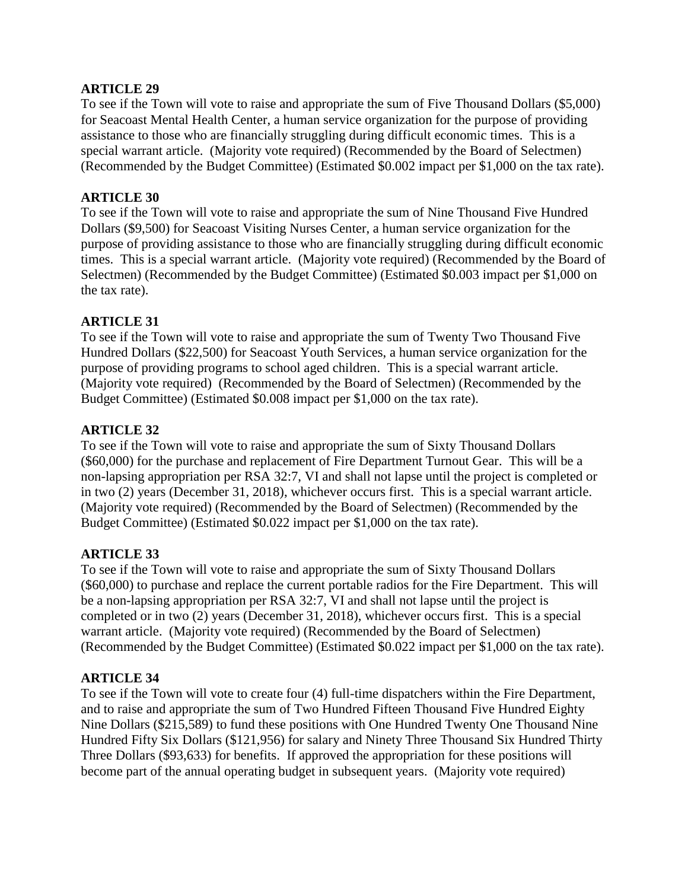**ARTICLE 29**

To see if the Town will vote to raise and appropriate the sum of Five Thousand Dollars ($5,000) for Seacoast Mental Health Center, a human service organization for the purpose of providing assistance to those who are financially struggling during difficult economic times. This is a special warrant article. (Majority vote required) (Recommended by the Board of Selectmen) (Recommended by the Budget Committee) (Estimated $0.002 impact per $1,000 on the tax rate).

**ARTICLE 30**

To see if the Town will vote to raise and appropriate the sum of Nine Thousand Five Hundred Dollars ($9,500) for Seacoast Visiting Nurses Center, a human service organization for the purpose of providing assistance to those who are financially struggling during difficult economic times. This is a special warrant article. (Majority vote required) (Recommended by the Board of Selectmen) (Recommended by the Budget Committee) (Estimated $0.003 impact per $1,000 on the tax rate).

**ARTICLE 31**

To see if the Town will vote to raise and appropriate the sum of Twenty Two Thousand Five Hundred Dollars ($22,500) for Seacoast Youth Services, a human service organization for the purpose of providing programs to school aged children. This is a special warrant article. (Majority vote required) (Recommended by the Board of Selectmen) (Recommended by the Budget Committee) (Estimated $0.008 impact per $1,000 on the tax rate).

**ARTICLE 32**

To see if the Town will vote to raise and appropriate the sum of Sixty Thousand Dollars ($60,000) for the purchase and replacement of Fire Department Turnout Gear. This will be a non-lapsing appropriation per RSA 32:7, VI and shall not lapse until the project is completed or in two (2) years (December 31, 2018), whichever occurs first. This is a special warrant article. (Majority vote required) (Recommended by the Board of Selectmen) (Recommended by the Budget Committee) (Estimated $0.022 impact per $1,000 on the tax rate).

**ARTICLE 33**

To see if the Town will vote to raise and appropriate the sum of Sixty Thousand Dollars ($60,000) to purchase and replace the current portable radios for the Fire Department. This will be a non-lapsing appropriation per RSA 32:7, VI and shall not lapse until the project is completed or in two (2) years (December 31, 2018), whichever occurs first. This is a special warrant article. (Majority vote required) (Recommended by the Board of Selectmen) (Recommended by the Budget Committee) (Estimated $0.022 impact per $1,000 on the tax rate).

**ARTICLE 34**

To see if the Town will vote to create four (4) full-time dispatchers within the Fire Department, and to raise and appropriate the sum of Two Hundred Fifteen Thousand Five Hundred Eighty Nine Dollars ($215,589) to fund these positions with One Hundred Twenty One Thousand Nine Hundred Fifty Six Dollars ($121,956) for salary and Ninety Three Thousand Six Hundred Thirty Three Dollars ($93,633) for benefits. If approved the appropriation for these positions will become part of the annual operating budget in subsequent years. (Majority vote required)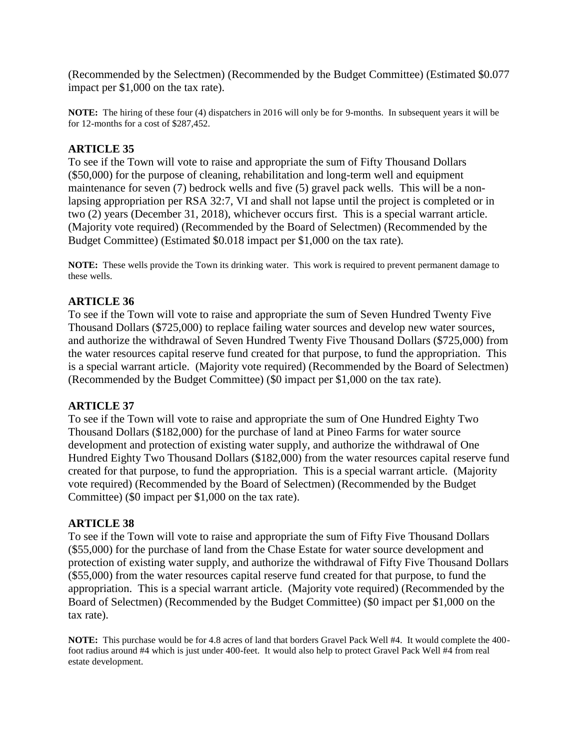(Recommended by the Selectmen) (Recommended by the Budget Committee) (Estimated $0.077 impact per $1,000 on the tax rate).

**NOTE:** The hiring of these four (4) dispatchers in 2016 will only be for 9-months. In subsequent years it will be for 12-months for a cost of $287,452.

## ARTICLE 35

To see if the Town will vote to raise and appropriate the sum of Fifty Thousand Dollars ($50,000) for the purpose of cleaning, rehabilitation and long-term well and equipment maintenance for seven (7) bedrock wells and five (5) gravel pack wells. This will be a non-lapsing appropriation per RSA 32:7, VI and shall not lapse until the project is completed or in two (2) years (December 31, 2018), whichever occurs first. This is a special warrant article. (Majority vote required) (Recommended by the Board of Selectmen) (Recommended by the Budget Committee) (Estimated $0.018 impact per $1,000 on the tax rate).

**NOTE:** These wells provide the Town its drinking water. This work is required to prevent permanent damage to these wells.

## ARTICLE 36

To see if the Town will vote to raise and appropriate the sum of Seven Hundred Twenty Five Thousand Dollars ($725,000) to replace failing water sources and develop new water sources, and authorize the withdrawal of Seven Hundred Twenty Five Thousand Dollars ($725,000) from the water resources capital reserve fund created for that purpose, to fund the appropriation. This is a special warrant article. (Majority vote required) (Recommended by the Board of Selectmen) (Recommended by the Budget Committee) ($0 impact per $1,000 on the tax rate).

## ARTICLE 37

To see if the Town will vote to raise and appropriate the sum of One Hundred Eighty Two Thousand Dollars ($182,000) for the purchase of land at Pineo Farms for water source development and protection of existing water supply, and authorize the withdrawal of One Hundred Eighty Two Thousand Dollars ($182,000) from the water resources capital reserve fund created for that purpose, to fund the appropriation. This is a special warrant article. (Majority vote required) (Recommended by the Board of Selectmen) (Recommended by the Budget Committee) ($0 impact per $1,000 on the tax rate).

## ARTICLE 38

To see if the Town will vote to raise and appropriate the sum of Fifty Five Thousand Dollars ($55,000) for the purchase of land from the Chase Estate for water source development and protection of existing water supply, and authorize the withdrawal of Fifty Five Thousand Dollars ($55,000) from the water resources capital reserve fund created for that purpose, to fund the appropriation. This is a special warrant article. (Majority vote required) (Recommended by the Board of Selectmen) (Recommended by the Budget Committee) ($0 impact per $1,000 on the tax rate).

**NOTE:** This purchase would be for 4.8 acres of land that borders Gravel Pack Well #4. It would complete the 400-foot radius around #4 which is just under 400-feet. It would also help to protect Gravel Pack Well #4 from real estate development.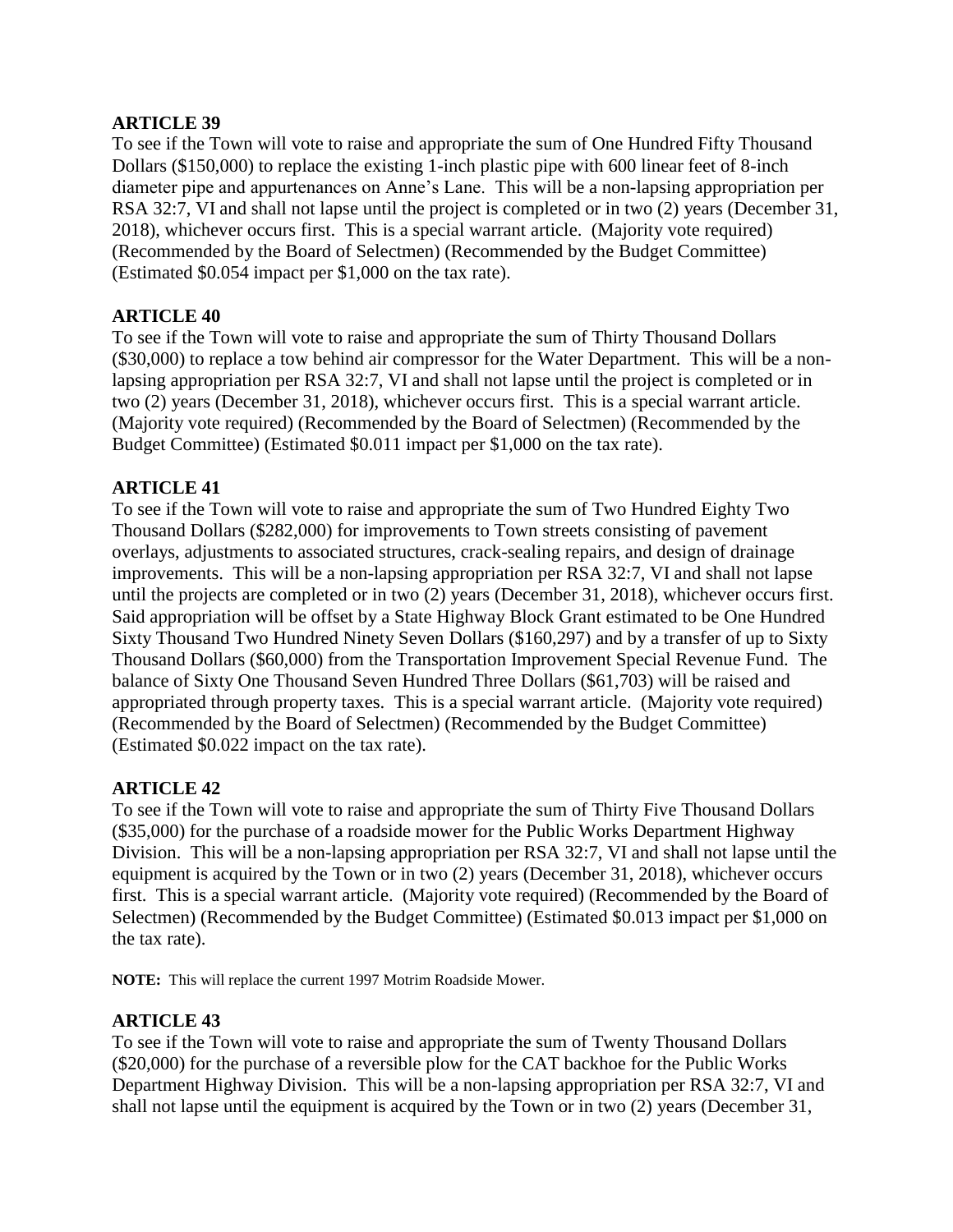**ARTICLE 39**

To see if the Town will vote to raise and appropriate the sum of One Hundred Fifty Thousand Dollars ($150,000) to replace the existing 1-inch plastic pipe with 600 linear feet of 8-inch diameter pipe and appurtenances on Anne's Lane. This will be a non-lapsing appropriation per RSA 32:7, VI and shall not lapse until the project is completed or in two (2) years (December 31, 2018), whichever occurs first. This is a special warrant article. (Majority vote required) (Recommended by the Board of Selectmen) (Recommended by the Budget Committee) (Estimated $0.054 impact per $1,000 on the tax rate).

**ARTICLE 40**

To see if the Town will vote to raise and appropriate the sum of Thirty Thousand Dollars ($30,000) to replace a tow behind air compressor for the Water Department. This will be a non-lapsing appropriation per RSA 32:7, VI and shall not lapse until the project is completed or in two (2) years (December 31, 2018), whichever occurs first. This is a special warrant article. (Majority vote required) (Recommended by the Board of Selectmen) (Recommended by the Budget Committee) (Estimated $0.011 impact per $1,000 on the tax rate).

**ARTICLE 41**

To see if the Town will vote to raise and appropriate the sum of Two Hundred Eighty Two Thousand Dollars ($282,000) for improvements to Town streets consisting of pavement overlays, adjustments to associated structures, crack-sealing repairs, and design of drainage improvements. This will be a non-lapsing appropriation per RSA 32:7, VI and shall not lapse until the projects are completed or in two (2) years (December 31, 2018), whichever occurs first. Said appropriation will be offset by a State Highway Block Grant estimated to be One Hundred Sixty Thousand Two Hundred Ninety Seven Dollars ($160,297) and by a transfer of up to Sixty Thousand Dollars ($60,000) from the Transportation Improvement Special Revenue Fund. The balance of Sixty One Thousand Seven Hundred Three Dollars ($61,703) will be raised and appropriated through property taxes. This is a special warrant article. (Majority vote required) (Recommended by the Board of Selectmen) (Recommended by the Budget Committee) (Estimated $0.022 impact on the tax rate).

**ARTICLE 42**

To see if the Town will vote to raise and appropriate the sum of Thirty Five Thousand Dollars ($35,000) for the purchase of a roadside mower for the Public Works Department Highway Division. This will be a non-lapsing appropriation per RSA 32:7, VI and shall not lapse until the equipment is acquired by the Town or in two (2) years (December 31, 2018), whichever occurs first. This is a special warrant article. (Majority vote required) (Recommended by the Board of Selectmen) (Recommended by the Budget Committee) (Estimated $0.013 impact per $1,000 on the tax rate).

**NOTE:** This will replace the current 1997 Motrim Roadside Mower.

**ARTICLE 43**

To see if the Town will vote to raise and appropriate the sum of Twenty Thousand Dollars ($20,000) for the purchase of a reversible plow for the CAT backhoe for the Public Works Department Highway Division. This will be a non-lapsing appropriation per RSA 32:7, VI and shall not lapse until the equipment is acquired by the Town or in two (2) years (December 31,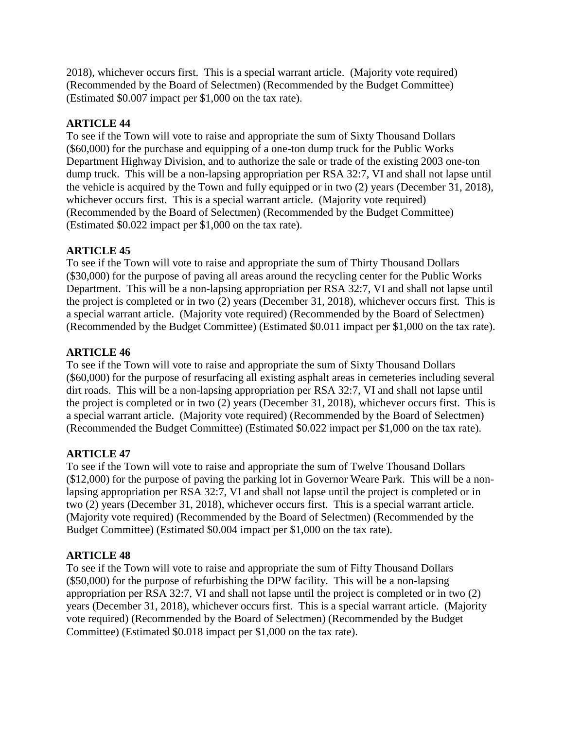2018), whichever occurs first. This is a special warrant article. (Majority vote required) (Recommended by the Board of Selectmen) (Recommended by the Budget Committee) (Estimated $0.007 impact per $1,000 on the tax rate).

**ARTICLE 44**

To see if the Town will vote to raise and appropriate the sum of Sixty Thousand Dollars ($60,000) for the purchase and equipping of a one-ton dump truck for the Public Works Department Highway Division, and to authorize the sale or trade of the existing 2003 one-ton dump truck. This will be a non-lapsing appropriation per RSA 32:7, VI and shall not lapse until the vehicle is acquired by the Town and fully equipped or in two (2) years (December 31, 2018), whichever occurs first. This is a special warrant article. (Majority vote required) (Recommended by the Board of Selectmen) (Recommended by the Budget Committee) (Estimated $0.022 impact per $1,000 on the tax rate).

**ARTICLE 45**

To see if the Town will vote to raise and appropriate the sum of Thirty Thousand Dollars ($30,000) for the purpose of paving all areas around the recycling center for the Public Works Department. This will be a non-lapsing appropriation per RSA 32:7, VI and shall not lapse until the project is completed or in two (2) years (December 31, 2018), whichever occurs first. This is a special warrant article. (Majority vote required) (Recommended by the Board of Selectmen) (Recommended by the Budget Committee) (Estimated $0.011 impact per $1,000 on the tax rate).

**ARTICLE 46**

To see if the Town will vote to raise and appropriate the sum of Sixty Thousand Dollars ($60,000) for the purpose of resurfacing all existing asphalt areas in cemeteries including several dirt roads. This will be a non-lapsing appropriation per RSA 32:7, VI and shall not lapse until the project is completed or in two (2) years (December 31, 2018), whichever occurs first. This is a special warrant article. (Majority vote required) (Recommended by the Board of Selectmen) (Recommended the Budget Committee) (Estimated $0.022 impact per $1,000 on the tax rate).

**ARTICLE 47**

To see if the Town will vote to raise and appropriate the sum of Twelve Thousand Dollars ($12,000) for the purpose of paving the parking lot in Governor Weare Park. This will be a non-lapsing appropriation per RSA 32:7, VI and shall not lapse until the project is completed or in two (2) years (December 31, 2018), whichever occurs first. This is a special warrant article. (Majority vote required) (Recommended by the Board of Selectmen) (Recommended by the Budget Committee) (Estimated $0.004 impact per $1,000 on the tax rate).

**ARTICLE 48**

To see if the Town will vote to raise and appropriate the sum of Fifty Thousand Dollars ($50,000) for the purpose of refurbishing the DPW facility. This will be a non-lapsing appropriation per RSA 32:7, VI and shall not lapse until the project is completed or in two (2) years (December 31, 2018), whichever occurs first. This is a special warrant article. (Majority vote required) (Recommended by the Board of Selectmen) (Recommended by the Budget Committee) (Estimated $0.018 impact per $1,000 on the tax rate).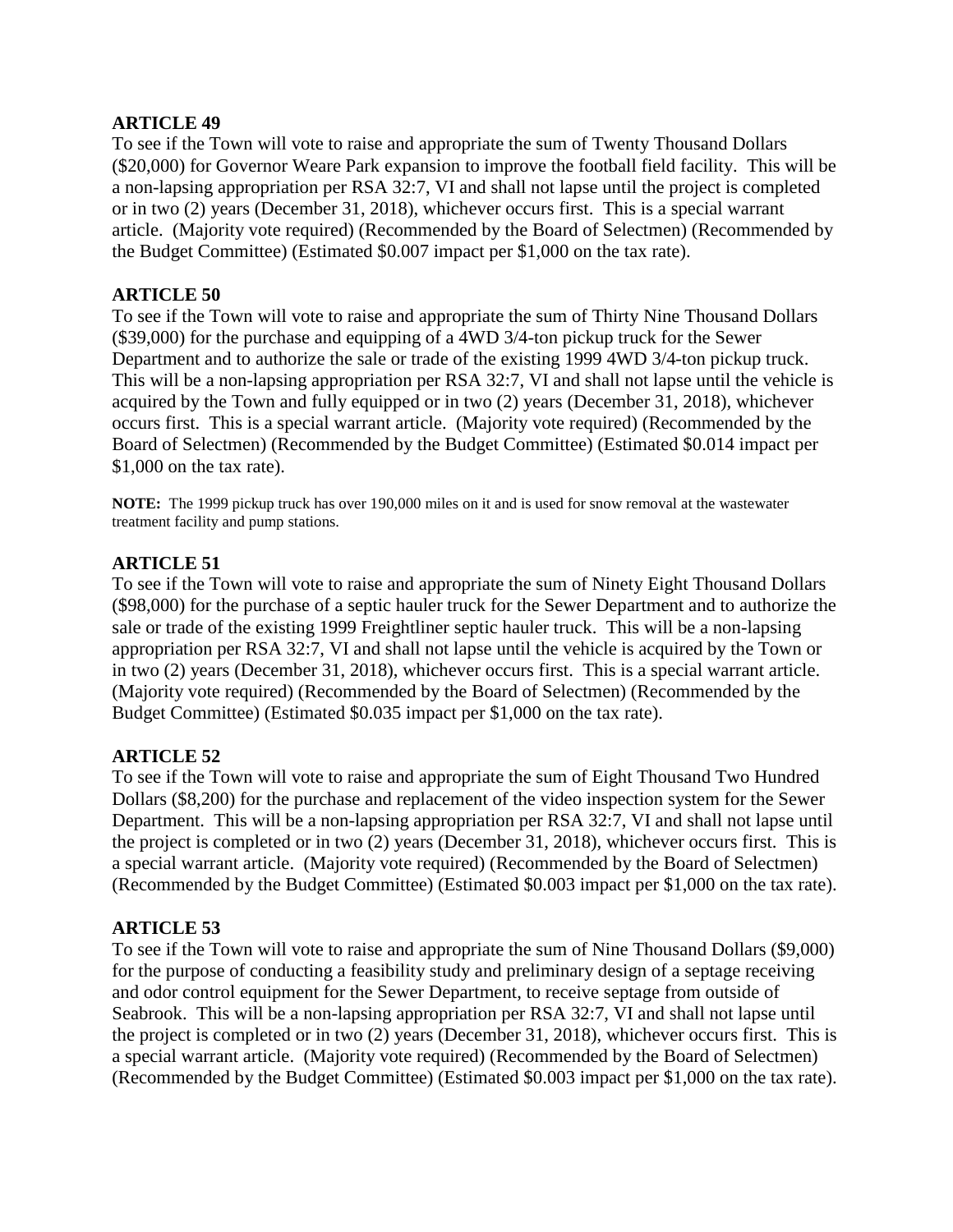**ARTICLE 49**

To see if the Town will vote to raise and appropriate the sum of Twenty Thousand Dollars ($20,000) for Governor Weare Park expansion to improve the football field facility. This will be a non-lapsing appropriation per RSA 32:7, VI and shall not lapse until the project is completed or in two (2) years (December 31, 2018), whichever occurs first. This is a special warrant article. (Majority vote required) (Recommended by the Board of Selectmen) (Recommended by the Budget Committee) (Estimated $0.007 impact per $1,000 on the tax rate).

**ARTICLE 50**

To see if the Town will vote to raise and appropriate the sum of Thirty Nine Thousand Dollars ($39,000) for the purchase and equipping of a 4WD 3/4-ton pickup truck for the Sewer Department and to authorize the sale or trade of the existing 1999 4WD 3/4-ton pickup truck. This will be a non-lapsing appropriation per RSA 32:7, VI and shall not lapse until the vehicle is acquired by the Town and fully equipped or in two (2) years (December 31, 2018), whichever occurs first. This is a special warrant article. (Majority vote required) (Recommended by the Board of Selectmen) (Recommended by the Budget Committee) (Estimated $0.014 impact per $1,000 on the tax rate).

**NOTE:** The 1999 pickup truck has over 190,000 miles on it and is used for snow removal at the wastewater treatment facility and pump stations.

**ARTICLE 51**

To see if the Town will vote to raise and appropriate the sum of Ninety Eight Thousand Dollars ($98,000) for the purchase of a septic hauler truck for the Sewer Department and to authorize the sale or trade of the existing 1999 Freightliner septic hauler truck. This will be a non-lapsing appropriation per RSA 32:7, VI and shall not lapse until the vehicle is acquired by the Town or in two (2) years (December 31, 2018), whichever occurs first. This is a special warrant article. (Majority vote required) (Recommended by the Board of Selectmen) (Recommended by the Budget Committee) (Estimated $0.035 impact per $1,000 on the tax rate).

**ARTICLE 52**

To see if the Town will vote to raise and appropriate the sum of Eight Thousand Two Hundred Dollars ($8,200) for the purchase and replacement of the video inspection system for the Sewer Department. This will be a non-lapsing appropriation per RSA 32:7, VI and shall not lapse until the project is completed or in two (2) years (December 31, 2018), whichever occurs first. This is a special warrant article. (Majority vote required) (Recommended by the Board of Selectmen) (Recommended by the Budget Committee) (Estimated $0.003 impact per $1,000 on the tax rate).

**ARTICLE 53**

To see if the Town will vote to raise and appropriate the sum of Nine Thousand Dollars ($9,000) for the purpose of conducting a feasibility study and preliminary design of a septage receiving and odor control equipment for the Sewer Department, to receive septage from outside of Seabrook. This will be a non-lapsing appropriation per RSA 32:7, VI and shall not lapse until the project is completed or in two (2) years (December 31, 2018), whichever occurs first. This is a special warrant article. (Majority vote required) (Recommended by the Board of Selectmen) (Recommended by the Budget Committee) (Estimated $0.003 impact per $1,000 on the tax rate).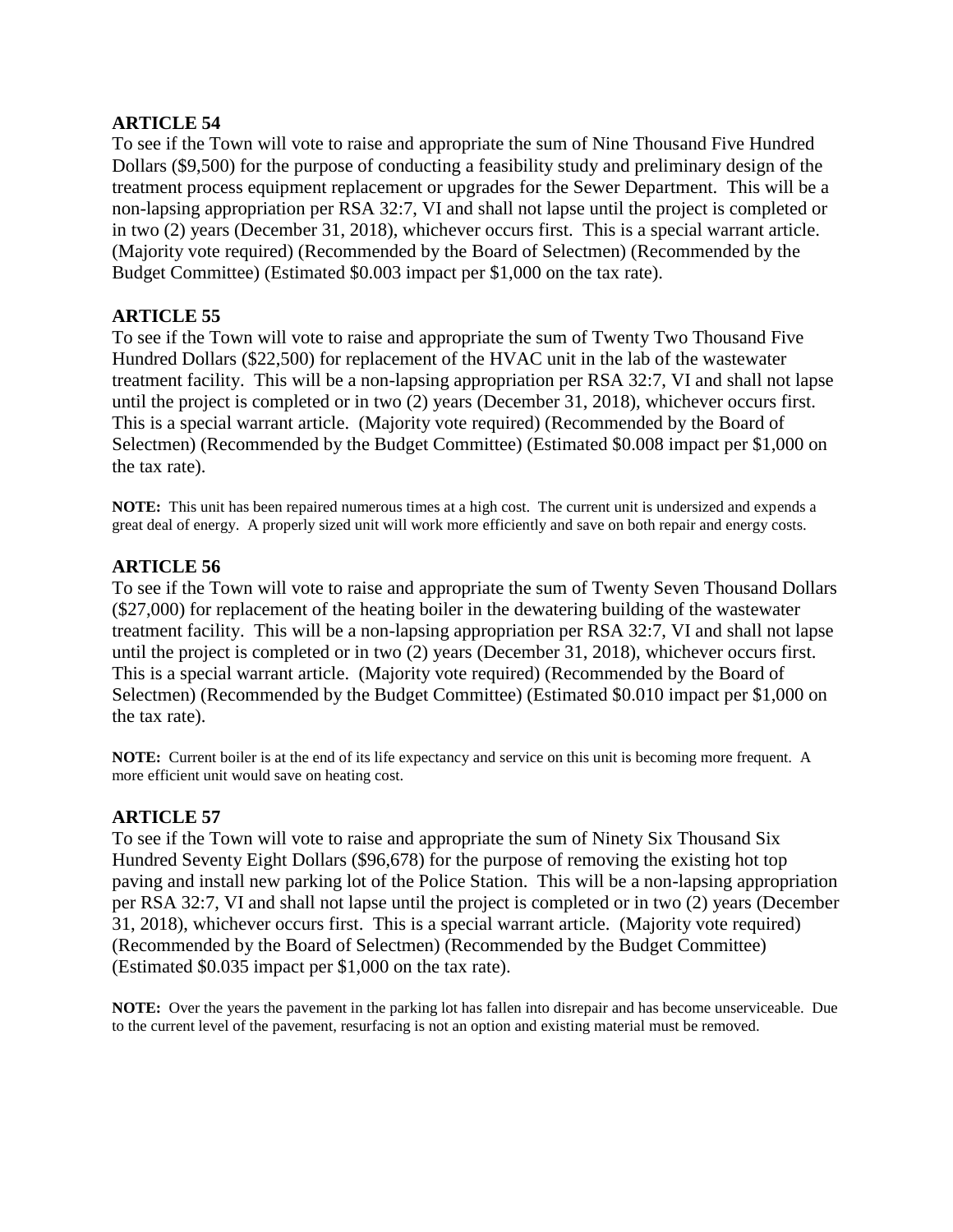## ARTICLE 54

To see if the Town will vote to raise and appropriate the sum of Nine Thousand Five Hundred Dollars ($9,500) for the purpose of conducting a feasibility study and preliminary design of the treatment process equipment replacement or upgrades for the Sewer Department. This will be a non-lapsing appropriation per RSA 32:7, VI and shall not lapse until the project is completed or in two (2) years (December 31, 2018), whichever occurs first. This is a special warrant article. (Majority vote required) (Recommended by the Board of Selectmen) (Recommended by the Budget Committee) (Estimated $0.003 impact per $1,000 on the tax rate).

## ARTICLE 55

To see if the Town will vote to raise and appropriate the sum of Twenty Two Thousand Five Hundred Dollars ($22,500) for replacement of the HVAC unit in the lab of the wastewater treatment facility. This will be a non-lapsing appropriation per RSA 32:7, VI and shall not lapse until the project is completed or in two (2) years (December 31, 2018), whichever occurs first. This is a special warrant article. (Majority vote required) (Recommended by the Board of Selectmen) (Recommended by the Budget Committee) (Estimated $0.008 impact per $1,000 on the tax rate).

**NOTE:** This unit has been repaired numerous times at a high cost. The current unit is undersized and expends a great deal of energy. A properly sized unit will work more efficiently and save on both repair and energy costs.

## ARTICLE 56

To see if the Town will vote to raise and appropriate the sum of Twenty Seven Thousand Dollars ($27,000) for replacement of the heating boiler in the dewatering building of the wastewater treatment facility. This will be a non-lapsing appropriation per RSA 32:7, VI and shall not lapse until the project is completed or in two (2) years (December 31, 2018), whichever occurs first. This is a special warrant article. (Majority vote required) (Recommended by the Board of Selectmen) (Recommended by the Budget Committee) (Estimated $0.010 impact per $1,000 on the tax rate).

**NOTE:** Current boiler is at the end of its life expectancy and service on this unit is becoming more frequent. A more efficient unit would save on heating cost.

## ARTICLE 57

To see if the Town will vote to raise and appropriate the sum of Ninety Six Thousand Six Hundred Seventy Eight Dollars ($96,678) for the purpose of removing the existing hot top paving and install new parking lot of the Police Station. This will be a non-lapsing appropriation per RSA 32:7, VI and shall not lapse until the project is completed or in two (2) years (December 31, 2018), whichever occurs first. This is a special warrant article. (Majority vote required) (Recommended by the Board of Selectmen) (Recommended by the Budget Committee) (Estimated $0.035 impact per $1,000 on the tax rate).

**NOTE:** Over the years the pavement in the parking lot has fallen into disrepair and has become unserviceable. Due to the current level of the pavement, resurfacing is not an option and existing material must be removed.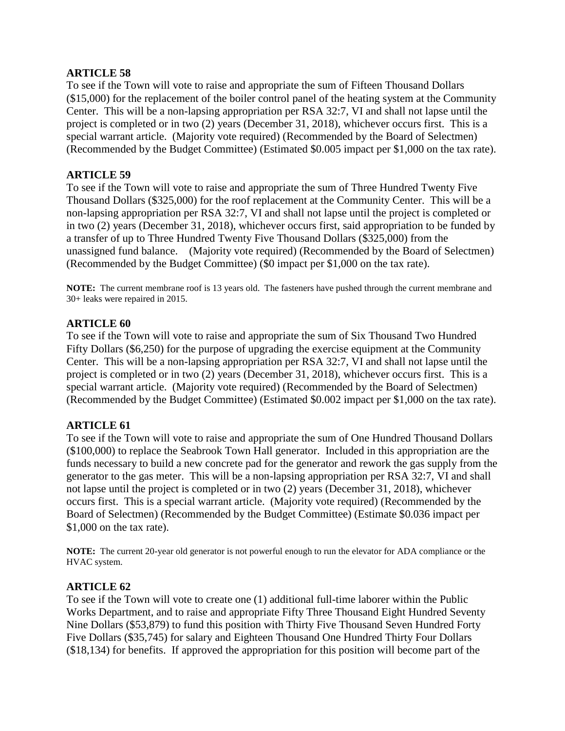**ARTICLE 58**

To see if the Town will vote to raise and appropriate the sum of Fifteen Thousand Dollars ($15,000) for the replacement of the boiler control panel of the heating system at the Community Center. This will be a non-lapsing appropriation per RSA 32:7, VI and shall not lapse until the project is completed or in two (2) years (December 31, 2018), whichever occurs first. This is a special warrant article. (Majority vote required) (Recommended by the Board of Selectmen) (Recommended by the Budget Committee) (Estimated $0.005 impact per $1,000 on the tax rate).

**ARTICLE 59**

To see if the Town will vote to raise and appropriate the sum of Three Hundred Twenty Five Thousand Dollars ($325,000) for the roof replacement at the Community Center. This will be a non-lapsing appropriation per RSA 32:7, VI and shall not lapse until the project is completed or in two (2) years (December 31, 2018), whichever occurs first, said appropriation to be funded by a transfer of up to Three Hundred Twenty Five Thousand Dollars ($325,000) from the unassigned fund balance. (Majority vote required) (Recommended by the Board of Selectmen) (Recommended by the Budget Committee) ($0 impact per $1,000 on the tax rate).

**NOTE:** The current membrane roof is 13 years old. The fasteners have pushed through the current membrane and 30+ leaks were repaired in 2015.

**ARTICLE 60**

To see if the Town will vote to raise and appropriate the sum of Six Thousand Two Hundred Fifty Dollars ($6,250) for the purpose of upgrading the exercise equipment at the Community Center. This will be a non-lapsing appropriation per RSA 32:7, VI and shall not lapse until the project is completed or in two (2) years (December 31, 2018), whichever occurs first. This is a special warrant article. (Majority vote required) (Recommended by the Board of Selectmen) (Recommended by the Budget Committee) (Estimated $0.002 impact per $1,000 on the tax rate).

**ARTICLE 61**

To see if the Town will vote to raise and appropriate the sum of One Hundred Thousand Dollars ($100,000) to replace the Seabrook Town Hall generator. Included in this appropriation are the funds necessary to build a new concrete pad for the generator and rework the gas supply from the generator to the gas meter. This will be a non-lapsing appropriation per RSA 32:7, VI and shall not lapse until the project is completed or in two (2) years (December 31, 2018), whichever occurs first. This is a special warrant article. (Majority vote required) (Recommended by the Board of Selectmen) (Recommended by the Budget Committee) (Estimate $0.036 impact per $1,000 on the tax rate).

**NOTE:** The current 20-year old generator is not powerful enough to run the elevator for ADA compliance or the HVAC system.

**ARTICLE 62**

To see if the Town will vote to create one (1) additional full-time laborer within the Public Works Department, and to raise and appropriate Fifty Three Thousand Eight Hundred Seventy Nine Dollars ($53,879) to fund this position with Thirty Five Thousand Seven Hundred Forty Five Dollars ($35,745) for salary and Eighteen Thousand One Hundred Thirty Four Dollars ($18,134) for benefits. If approved the appropriation for this position will become part of the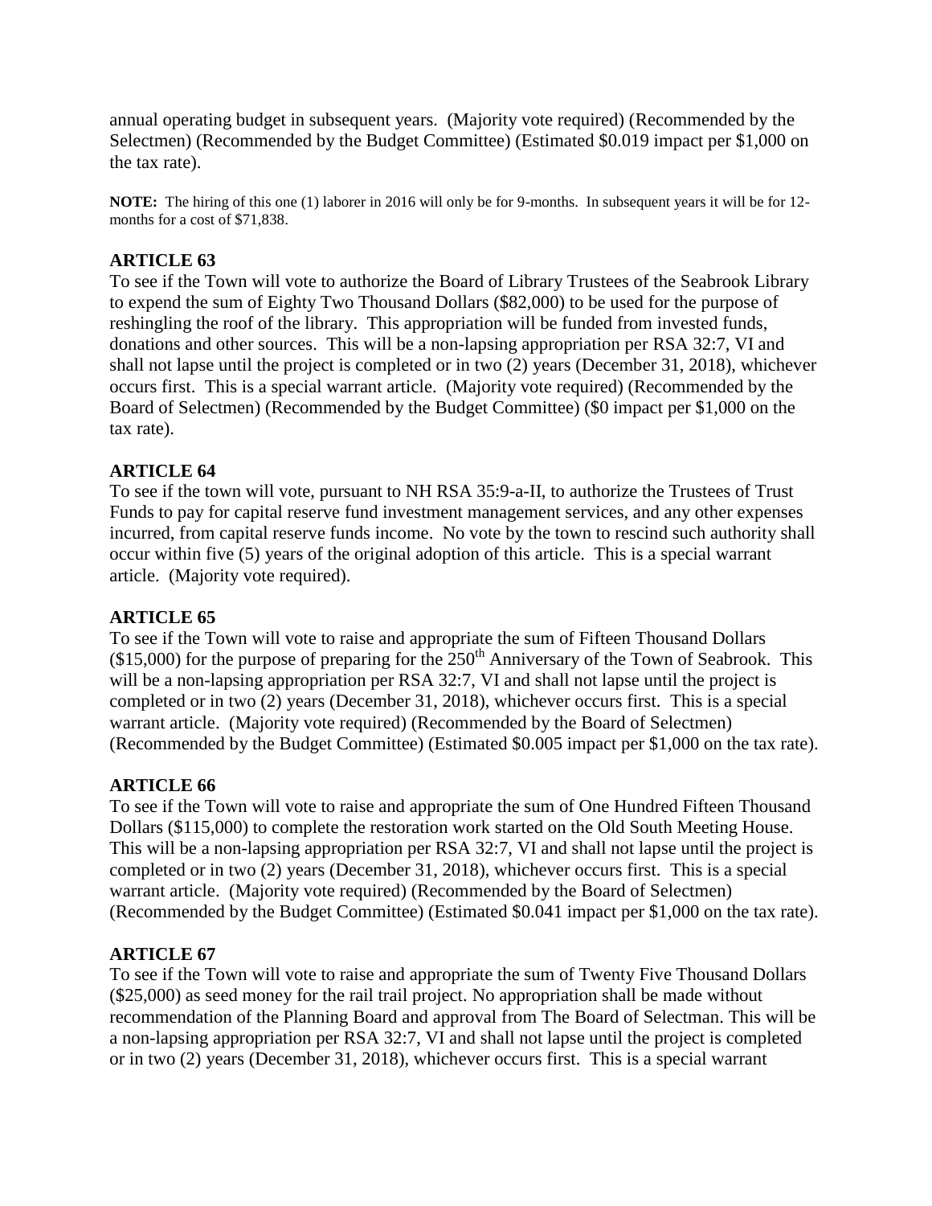annual operating budget in subsequent years. (Majority vote required) (Recommended by the Selectmen) (Recommended by the Budget Committee) (Estimated $0.019 impact per $1,000 on the tax rate).

**NOTE:** The hiring of this one (1) laborer in 2016 will only be for 9-months. In subsequent years it will be for 12-months for a cost of $71,838.

### ARTICLE 63

To see if the Town will vote to authorize the Board of Library Trustees of the Seabrook Library to expend the sum of Eighty Two Thousand Dollars ($82,000) to be used for the purpose of reshingling the roof of the library. This appropriation will be funded from invested funds, donations and other sources. This will be a non-lapsing appropriation per RSA 32:7, VI and shall not lapse until the project is completed or in two (2) years (December 31, 2018), whichever occurs first. This is a special warrant article. (Majority vote required) (Recommended by the Board of Selectmen) (Recommended by the Budget Committee) ($0 impact per $1,000 on the tax rate).

### ARTICLE 64

To see if the town will vote, pursuant to NH RSA 35:9-a-II, to authorize the Trustees of Trust Funds to pay for capital reserve fund investment management services, and any other expenses incurred, from capital reserve funds income. No vote by the town to rescind such authority shall occur within five (5) years of the original adoption of this article. This is a special warrant article. (Majority vote required).

### ARTICLE 65

To see if the Town will vote to raise and appropriate the sum of Fifteen Thousand Dollars ($15,000) for the purpose of preparing for the 250th Anniversary of the Town of Seabrook. This will be a non-lapsing appropriation per RSA 32:7, VI and shall not lapse until the project is completed or in two (2) years (December 31, 2018), whichever occurs first. This is a special warrant article. (Majority vote required) (Recommended by the Board of Selectmen) (Recommended by the Budget Committee) (Estimated $0.005 impact per $1,000 on the tax rate).

### ARTICLE 66

To see if the Town will vote to raise and appropriate the sum of One Hundred Fifteen Thousand Dollars ($115,000) to complete the restoration work started on the Old South Meeting House. This will be a non-lapsing appropriation per RSA 32:7, VI and shall not lapse until the project is completed or in two (2) years (December 31, 2018), whichever occurs first. This is a special warrant article. (Majority vote required) (Recommended by the Board of Selectmen) (Recommended by the Budget Committee) (Estimated $0.041 impact per $1,000 on the tax rate).

### ARTICLE 67

To see if the Town will vote to raise and appropriate the sum of Twenty Five Thousand Dollars ($25,000) as seed money for the rail trail project. No appropriation shall be made without recommendation of the Planning Board and approval from The Board of Selectman. This will be a non-lapsing appropriation per RSA 32:7, VI and shall not lapse until the project is completed or in two (2) years (December 31, 2018), whichever occurs first. This is a special warrant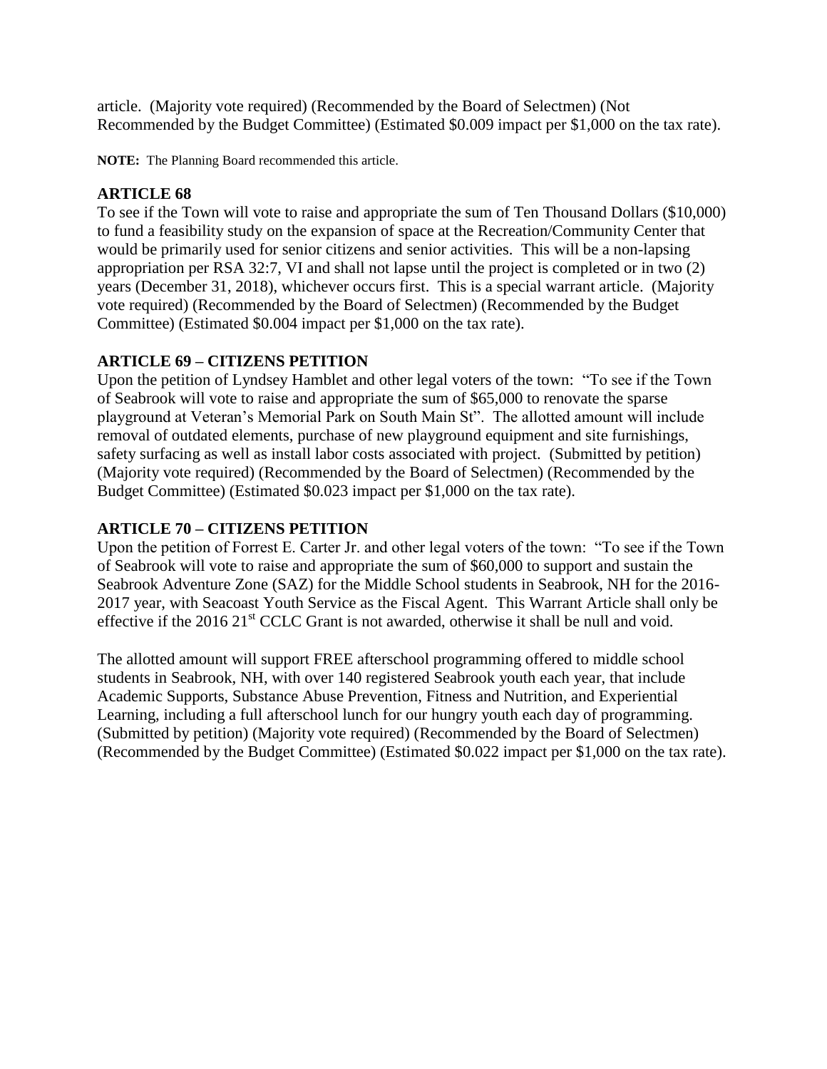article. (Majority vote required) (Recommended by the Board of Selectmen) (Not Recommended by the Budget Committee) (Estimated $0.009 impact per $1,000 on the tax rate).

**NOTE:** The Planning Board recommended this article.

### ARTICLE 68

To see if the Town will vote to raise and appropriate the sum of Ten Thousand Dollars ($10,000) to fund a feasibility study on the expansion of space at the Recreation/Community Center that would be primarily used for senior citizens and senior activities. This will be a non-lapsing appropriation per RSA 32:7, VI and shall not lapse until the project is completed or in two (2) years (December 31, 2018), whichever occurs first. This is a special warrant article. (Majority vote required) (Recommended by the Board of Selectmen) (Recommended by the Budget Committee) (Estimated $0.004 impact per $1,000 on the tax rate).

### ARTICLE 69 – CITIZENS PETITION

Upon the petition of Lyndsey Hamblet and other legal voters of the town: "To see if the Town of Seabrook will vote to raise and appropriate the sum of $65,000 to renovate the sparse playground at Veteran's Memorial Park on South Main St". The allotted amount will include removal of outdated elements, purchase of new playground equipment and site furnishings, safety surfacing as well as install labor costs associated with project. (Submitted by petition) (Majority vote required) (Recommended by the Board of Selectmen) (Recommended by the Budget Committee) (Estimated $0.023 impact per $1,000 on the tax rate).

### ARTICLE 70 – CITIZENS PETITION

Upon the petition of Forrest E. Carter Jr. and other legal voters of the town: "To see if the Town of Seabrook will vote to raise and appropriate the sum of $60,000 to support and sustain the Seabrook Adventure Zone (SAZ) for the Middle School students in Seabrook, NH for the 2016-2017 year, with Seacoast Youth Service as the Fiscal Agent. This Warrant Article shall only be effective if the 2016 21st CCLC Grant is not awarded, otherwise it shall be null and void.

The allotted amount will support FREE afterschool programming offered to middle school students in Seabrook, NH, with over 140 registered Seabrook youth each year, that include Academic Supports, Substance Abuse Prevention, Fitness and Nutrition, and Experiential Learning, including a full afterschool lunch for our hungry youth each day of programming. (Submitted by petition) (Majority vote required) (Recommended by the Board of Selectmen) (Recommended by the Budget Committee) (Estimated $0.022 impact per $1,000 on the tax rate).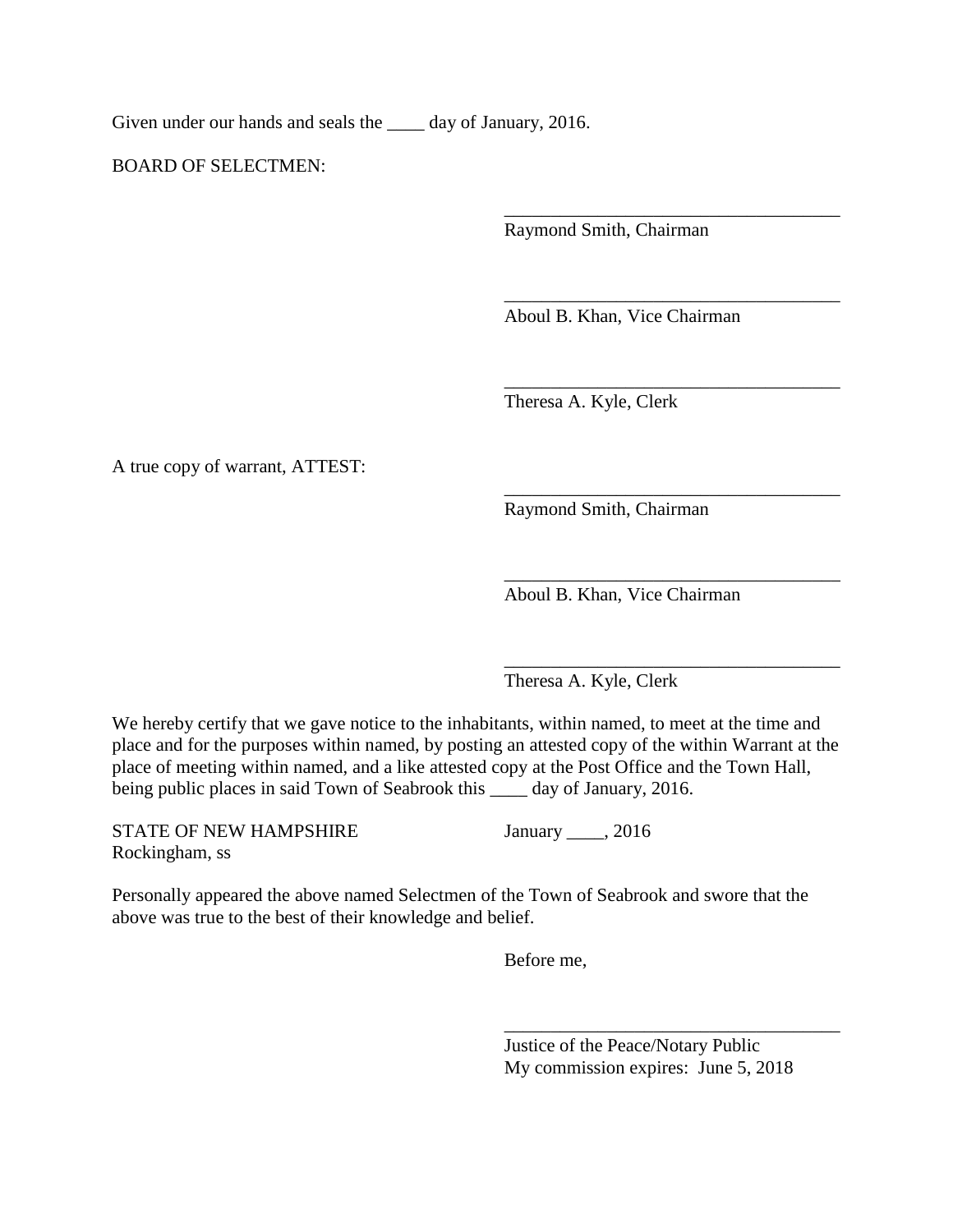Given under our hands and seals the ____ day of January, 2016.

BOARD OF SELECTMEN:

_____________________________________
Raymond Smith, Chairman

_____________________________________
Aboul B. Khan, Vice Chairman

_____________________________________
Theresa A. Kyle, Clerk

A true copy of warrant, ATTEST:

_____________________________________
Raymond Smith, Chairman

_____________________________________
Aboul B. Khan, Vice Chairman

_____________________________________
Theresa A. Kyle, Clerk

We hereby certify that we gave notice to the inhabitants, within named, to meet at the time and place and for the purposes within named, by posting an attested copy of the within Warrant at the place of meeting within named, and a like attested copy at the Post Office and the Town Hall, being public places in said Town of Seabrook this ____ day of January, 2016.

STATE OF NEW HAMPSHIRE　　　　January ____, 2016
Rockingham, ss

Personally appeared the above named Selectmen of the Town of Seabrook and swore that the above was true to the best of their knowledge and belief.

Before me,

_____________________________________
Justice of the Peace/Notary Public
My commission expires: June 5, 2018